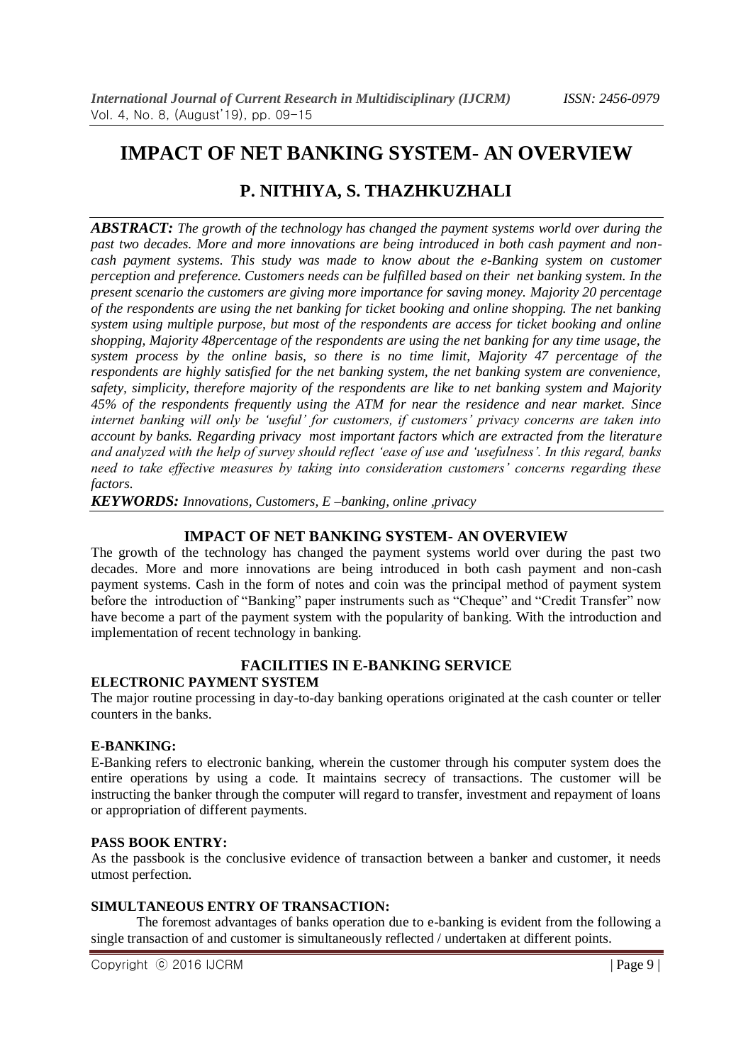# IMPACT OF NET BANKING SYSTEM- AN OVERVIEW

## P. NITHIYA, S. THAZHKUZHALI

***ABSTRACT:*** *The growth of the technology has changed the payment systems world over during the past two decades. More and more innovations are being introduced in both cash payment and non-cash payment systems. This study was made to know about the e-Banking system on customer perception and preference. Customers needs can be fulfilled based on their net banking system. In the present scenario the customers are giving more importance for saving money. Majority 20 percentage of the respondents are using the net banking for ticket booking and online shopping. The net banking system using multiple purpose, but most of the respondents are access for ticket booking and online shopping, Majority 48percentage of the respondents are using the net banking for any time usage, the system process by the online basis, so there is no time limit, Majority 47 percentage of the respondents are highly satisfied for the net banking system, the net banking system are convenience, safety, simplicity, therefore majority of the respondents are like to net banking system and Majority 45% of the respondents frequently using the ATM for near the residence and near market. Since internet banking will only be 'useful' for customers, if customers' privacy concerns are taken into account by banks. Regarding privacy most important factors which are extracted from the literature and analyzed with the help of survey should reflect 'ease of use and 'usefulness'. In this regard, banks need to take effective measures by taking into consideration customers' concerns regarding these factors.*

***KEYWORDS:*** *Innovations, Customers, E –banking, online ,privacy*

### IMPACT OF NET BANKING SYSTEM- AN OVERVIEW

The growth of the technology has changed the payment systems world over during the past two decades. More and more innovations are being introduced in both cash payment and non-cash payment systems. Cash in the form of notes and coin was the principal method of payment system before the introduction of "Banking" paper instruments such as "Cheque" and "Credit Transfer" now have become a part of the payment system with the popularity of banking. With the introduction and implementation of recent technology in banking.

### FACILITIES IN E-BANKING SERVICE

**ELECTRONIC PAYMENT SYSTEM**

The major routine processing in day-to-day banking operations originated at the cash counter or teller counters in the banks.

**E-BANKING:**

E-Banking refers to electronic banking, wherein the customer through his computer system does the entire operations by using a code. It maintains secrecy of transactions. The customer will be instructing the banker through the computer will regard to transfer, investment and repayment of loans or appropriation of different payments.

**PASS BOOK ENTRY:**

As the passbook is the conclusive evidence of transaction between a banker and customer, it needs utmost perfection.

**SIMULTANEOUS ENTRY OF TRANSACTION:**

The foremost advantages of banks operation due to e-banking is evident from the following a single transaction of and customer is simultaneously reflected / undertaken at different points.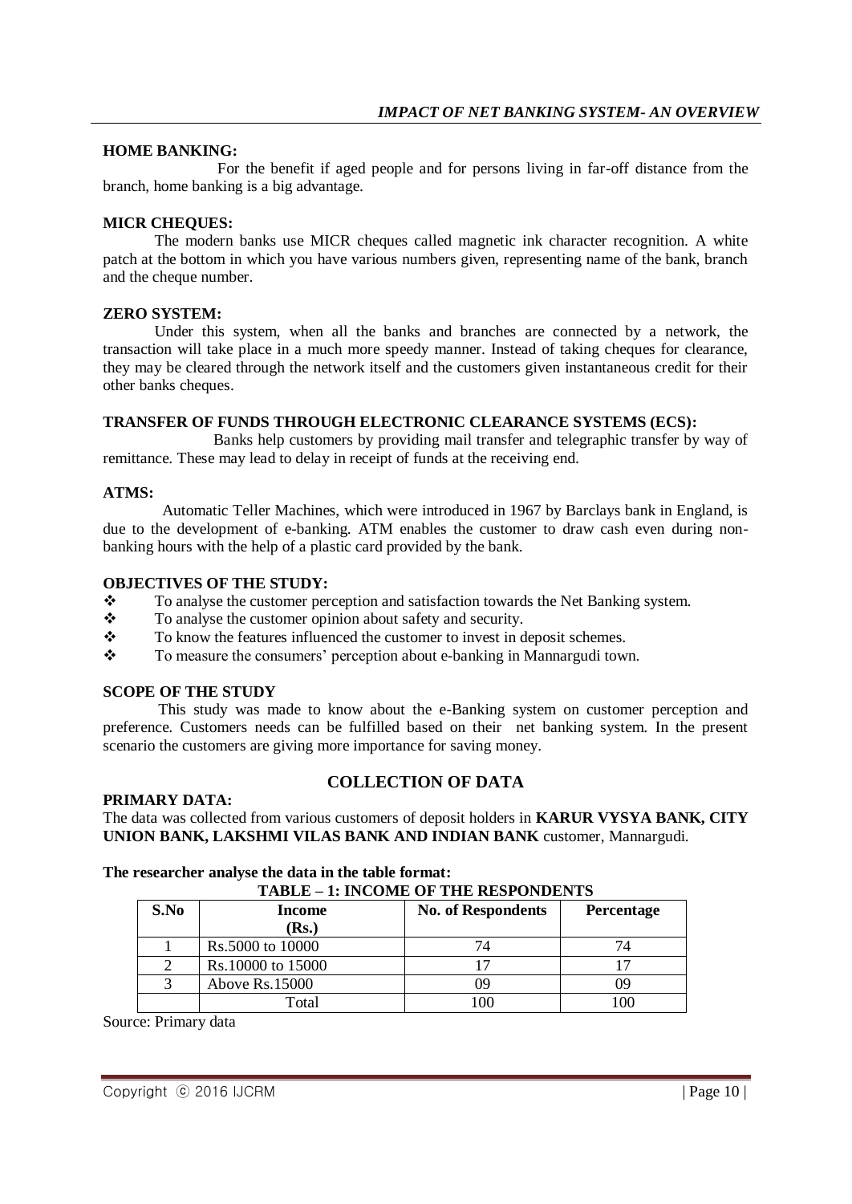**HOME BANKING:**

For the benefit if aged people and for persons living in far-off distance from the branch, home banking is a big advantage.

**MICR CHEQUES:**

The modern banks use MICR cheques called magnetic ink character recognition. A white patch at the bottom in which you have various numbers given, representing name of the bank, branch and the cheque number.

**ZERO SYSTEM:**

Under this system, when all the banks and branches are connected by a network, the transaction will take place in a much more speedy manner. Instead of taking cheques for clearance, they may be cleared through the network itself and the customers given instantaneous credit for their other banks cheques.

**TRANSFER OF FUNDS THROUGH ELECTRONIC CLEARANCE SYSTEMS (ECS):**

Banks help customers by providing mail transfer and telegraphic transfer by way of remittance. These may lead to delay in receipt of funds at the receiving end.

**ATMS:**

Automatic Teller Machines, which were introduced in 1967 by Barclays bank in England, is due to the development of e-banking. ATM enables the customer to draw cash even during non-banking hours with the help of a plastic card provided by the bank.

**OBJECTIVES OF THE STUDY:**

- To analyse the customer perception and satisfaction towards the Net Banking system.
- To analyse the customer opinion about safety and security.
- To know the features influenced the customer to invest in deposit schemes.
- To measure the consumers' perception about e-banking in Mannargudi town.

**SCOPE OF THE STUDY**

This study was made to know about the e-Banking system on customer perception and preference. Customers needs can be fulfilled based on their net banking system. In the present scenario the customers are giving more importance for saving money.

## COLLECTION OF DATA

**PRIMARY DATA:**

The data was collected from various customers of deposit holders in **KARUR VYSYA BANK, CITY UNION BANK, LAKSHMI VILAS BANK AND INDIAN BANK** customer, Mannargudi.

**The researcher analyse the data in the table format:**

**TABLE – 1: INCOME OF THE RESPONDENTS**

| S.No | Income (Rs.) | No. of Respondents | Percentage |
|---|---|---|---|
| 1 | Rs.5000 to 10000 | 74 | 74 |
| 2 | Rs.10000 to 15000 | 17 | 17 |
| 3 | Above Rs.15000 | 09 | 09 |
| | Total | 100 | 100 |

Source: Primary data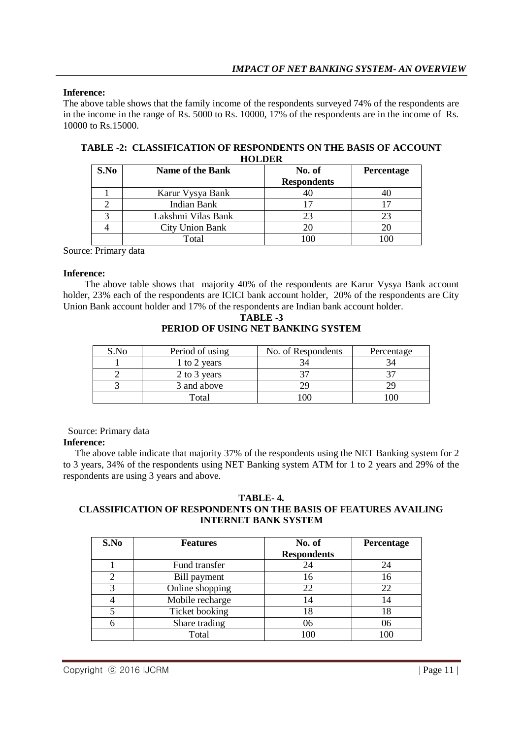**Inference:**

The above table shows that the family income of the respondents surveyed 74% of the respondents are in the income in the range of Rs. 5000 to Rs. 10000, 17% of the respondents are in the income of Rs. 10000 to Rs.15000.

**TABLE -2: CLASSIFICATION OF RESPONDENTS ON THE BASIS OF ACCOUNT HOLDER**

| S.No | Name of the Bank | No. of Respondents | Percentage |
|---|---|---|---|
| 1 | Karur Vysya Bank | 40 | 40 |
| 2 | Indian Bank | 17 | 17 |
| 3 | Lakshmi Vilas Bank | 23 | 23 |
| 4 | City Union Bank | 20 | 20 |
| | Total | 100 | 100 |

Source: Primary data

**Inference:**

The above table shows that majority 40% of the respondents are Karur Vysya Bank account holder, 23% each of the respondents are ICICI bank account holder, 20% of the respondents are City Union Bank account holder and 17% of the respondents are Indian bank account holder.

**TABLE -3**
**PERIOD OF USING NET BANKING SYSTEM**

| S.No | Period of using | No. of Respondents | Percentage |
|---|---|---|---|
| 1 | 1 to 2 years | 34 | 34 |
| 2 | 2 to 3 years | 37 | 37 |
| 3 | 3 and above | 29 | 29 |
| | Total | 100 | 100 |

Source: Primary data

**Inference:**

The above table indicate that majority 37% of the respondents using the NET Banking system for 2 to 3 years, 34% of the respondents using NET Banking system ATM for 1 to 2 years and 29% of the respondents are using 3 years and above.

**TABLE- 4.**
**CLASSIFICATION OF RESPONDENTS ON THE BASIS OF FEATURES AVAILING INTERNET BANK SYSTEM**

| S.No | Features | No. of Respondents | Percentage |
|---|---|---|---|
| 1 | Fund transfer | 24 | 24 |
| 2 | Bill payment | 16 | 16 |
| 3 | Online shopping | 22 | 22 |
| 4 | Mobile recharge | 14 | 14 |
| 5 | Ticket booking | 18 | 18 |
| 6 | Share trading | 06 | 06 |
| | Total | 100 | 100 |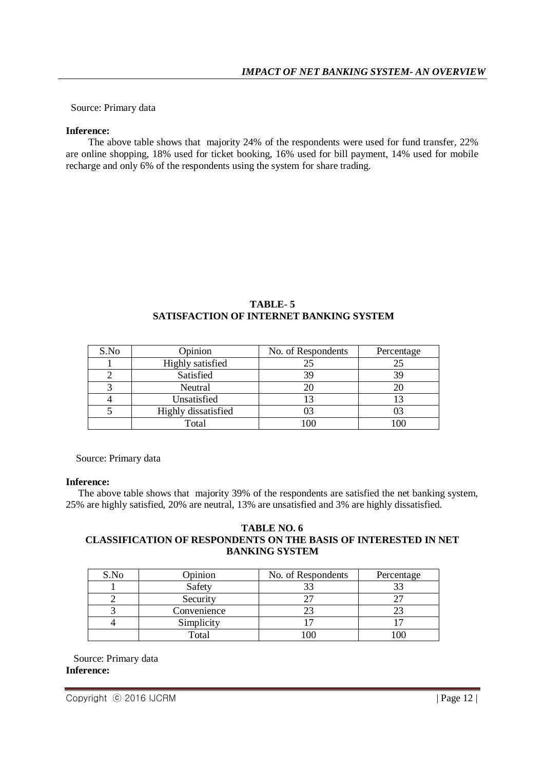Source: Primary data

**Inference:**

The above table shows that majority 24% of the respondents were used for fund transfer, 22% are online shopping, 18% used for ticket booking, 16% used for bill payment, 14% used for mobile recharge and only 6% of the respondents using the system for share trading.

**TABLE- 5**
**SATISFACTION OF INTERNET BANKING SYSTEM**

| S.No | Opinion | No. of Respondents | Percentage |
|---|---|---|---|
| 1 | Highly satisfied | 25 | 25 |
| 2 | Satisfied | 39 | 39 |
| 3 | Neutral | 20 | 20 |
| 4 | Unsatisfied | 13 | 13 |
| 5 | Highly dissatisfied | 03 | 03 |
| | Total | 100 | 100 |

Source: Primary data

**Inference:**

The above table shows that majority 39% of the respondents are satisfied the net banking system, 25% are highly satisfied, 20% are neutral, 13% are unsatisfied and 3% are highly dissatisfied.

**TABLE NO. 6**
**CLASSIFICATION OF RESPONDENTS ON THE BASIS OF INTERESTED IN NET BANKING SYSTEM**

| S.No | Opinion | No. of Respondents | Percentage |
|---|---|---|---|
| 1 | Safety | 33 | 33 |
| 2 | Security | 27 | 27 |
| 3 | Convenience | 23 | 23 |
| 4 | Simplicity | 17 | 17 |
| | Total | 100 | 100 |

Source: Primary data

**Inference:**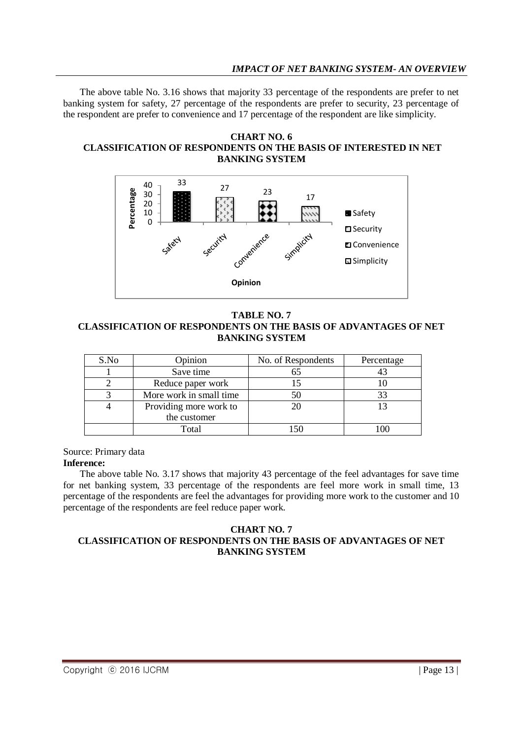The above table No. 3.16 shows that majority 33 percentage of the respondents are prefer to net banking system for safety, 27 percentage of the respondents are prefer to security, 23 percentage of the respondent are prefer to convenience and 17 percentage of the respondent are like simplicity.

**CHART NO. 6**
**CLASSIFICATION OF RESPONDENTS ON THE BASIS OF INTERESTED IN NET BANKING SYSTEM**

**TABLE NO. 7**
**CLASSIFICATION OF RESPONDENTS ON THE BASIS OF ADVANTAGES OF NET BANKING SYSTEM**

| S.No | Opinion | No. of Respondents | Percentage |
|---|---|---|---|
| 1 | Save time | 65 | 43 |
| 2 | Reduce paper work | 15 | 10 |
| 3 | More work in small time | 50 | 33 |
| 4 | Providing more work to the customer | 20 | 13 |
| | Total | 150 | 100 |

Source: Primary data

**Inference:**

The above table No. 3.17 shows that majority 43 percentage of the feel advantages for save time for net banking system, 33 percentage of the respondents are feel more work in small time, 13 percentage of the respondents are feel the advantages for providing more work to the customer and 10 percentage of the respondents are feel reduce paper work.

**CHART NO. 7**
**CLASSIFICATION OF RESPONDENTS ON THE BASIS OF ADVANTAGES OF NET BANKING SYSTEM**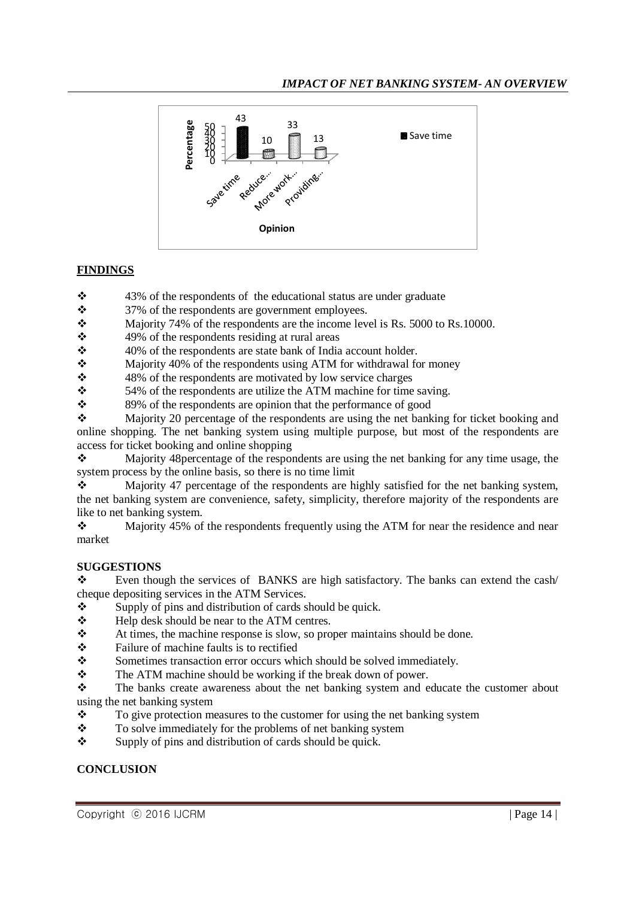## FINDINGS

- 43% of the respondents of the educational status are under graduate
- 37% of the respondents are government employees.
- Majority 74% of the respondents are the income level is Rs. 5000 to Rs.10000.
- 49% of the respondents residing at rural areas
- 40% of the respondents are state bank of India account holder.
- Majority 40% of the respondents using ATM for withdrawal for money
- 48% of the respondents are motivated by low service charges
- 54% of the respondents are utilize the ATM machine for time saving.
- 89% of the respondents are opinion that the performance of good
- Majority 20 percentage of the respondents are using the net banking for ticket booking and online shopping. The net banking system using multiple purpose, but most of the respondents are access for ticket booking and online shopping
- Majority 48percentage of the respondents are using the net banking for any time usage, the system process by the online basis, so there is no time limit
- Majority 47 percentage of the respondents are highly satisfied for the net banking system, the net banking system are convenience, safety, simplicity, therefore majority of the respondents are like to net banking system.
- Majority 45% of the respondents frequently using the ATM for near the residence and near market

## SUGGESTIONS

- Even though the services of BANKS are high satisfactory. The banks can extend the cash/ cheque depositing services in the ATM Services.
- Supply of pins and distribution of cards should be quick.
- Help desk should be near to the ATM centres.
- At times, the machine response is slow, so proper maintains should be done.
- Failure of machine faults is to rectified
- Sometimes transaction error occurs which should be solved immediately.
- The ATM machine should be working if the break down of power.
- The banks create awareness about the net banking system and educate the customer about using the net banking system
- To give protection measures to the customer for using the net banking system
- To solve immediately for the problems of net banking system
- Supply of pins and distribution of cards should be quick.

## CONCLUSION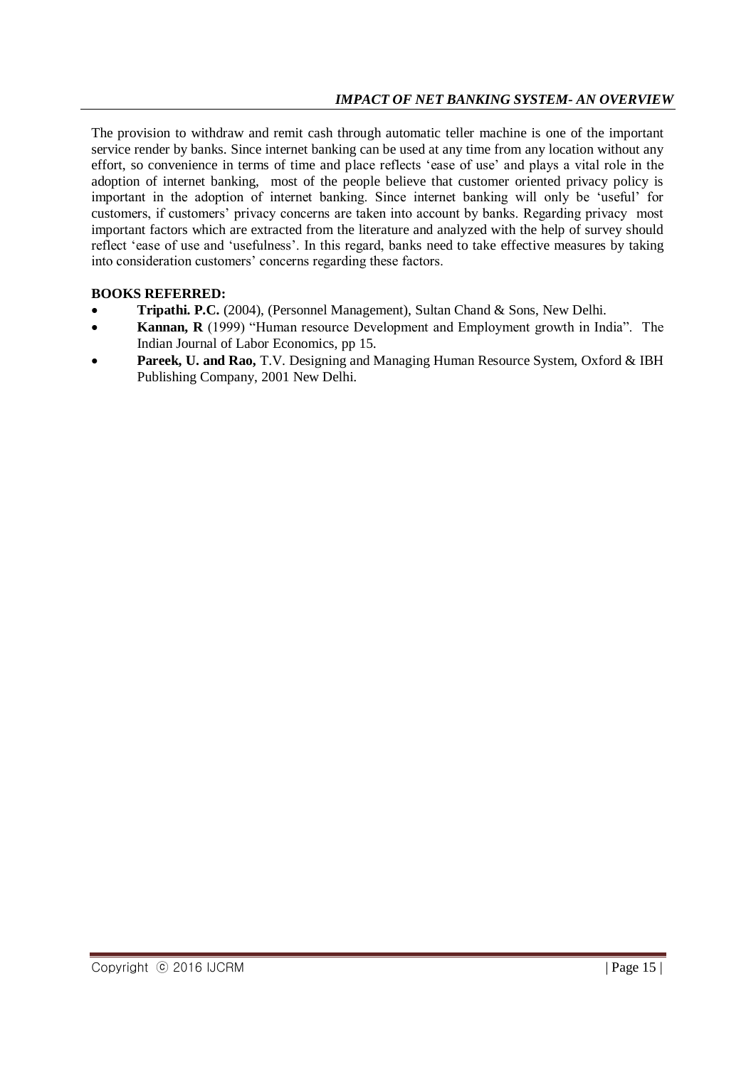The provision to withdraw and remit cash through automatic teller machine is one of the important service render by banks. Since internet banking can be used at any time from any location without any effort, so convenience in terms of time and place reflects 'ease of use' and plays a vital role in the adoption of internet banking, most of the people believe that customer oriented privacy policy is important in the adoption of internet banking. Since internet banking will only be 'useful' for customers, if customers' privacy concerns are taken into account by banks. Regarding privacy most important factors which are extracted from the literature and analyzed with the help of survey should reflect 'ease of use and 'usefulness'. In this regard, banks need to take effective measures by taking into consideration customers' concerns regarding these factors.

**BOOKS REFERRED:**

- **Tripathi. P.C.** (2004), (Personnel Management), Sultan Chand & Sons, New Delhi.
- **Kannan, R** (1999) "Human resource Development and Employment growth in India". The Indian Journal of Labor Economics, pp 15.
- **Pareek, U. and Rao,** T.V. Designing and Managing Human Resource System, Oxford & IBH Publishing Company, 2001 New Delhi.